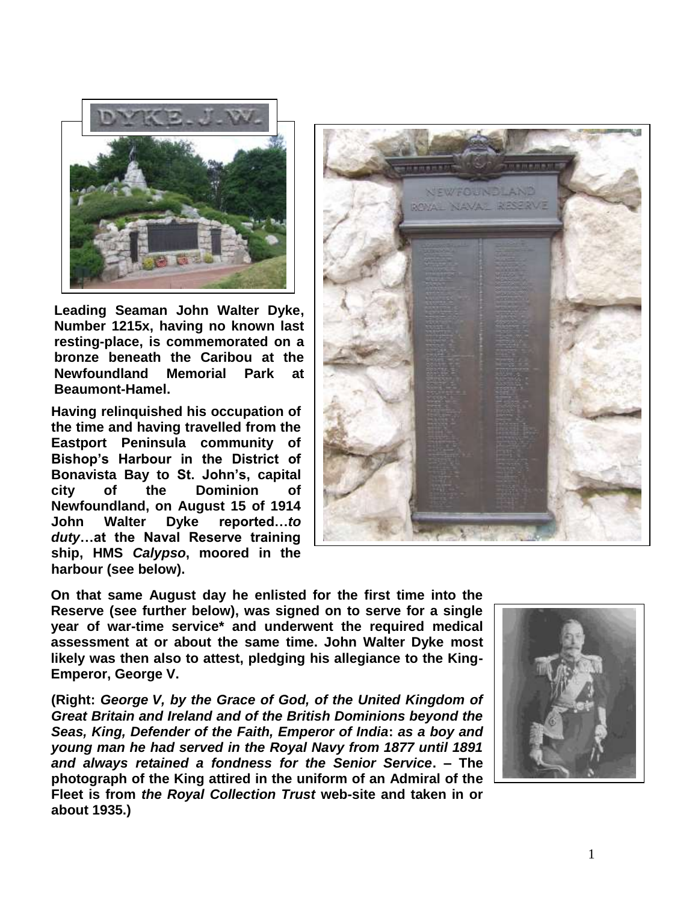Leading Seaman John Walter Dyke, Number 1215x, having no known last resting-place, is commemorated on a bronze beneath the Caribou at the Newfoundland Memorial Park at Beaumont-Hamel.

Having relinquished his occupation of the time and having travelled from the Eastport Peninsula community of Bishop's Harbour in the District of Bonavista Bay to St. John's, capital city of the Dominion of Newfoundland, on August 15 of 1914 John Walter Dyke reported…*to duty*…at the Naval Reserve training ship, HMS *Calypso*, moored in the harbour (see below).

On that same August day he enlisted for the first time into the Reserve (see further below), was signed on to serve for a single year of war-time service* and underwent the required medical assessment at or about the same time. John Walter Dyke most likely was then also to attest, pledging his allegiance to the King-Emperor, George V.

(Right: *George V, by the Grace of God, of the United Kingdom of Great Britain and Ireland and of the British Dominions beyond the Seas, King, Defender of the Faith, Emperor of India*: *as a boy and young man he had served in the Royal Navy from 1877 until 1891 and always retained a fondness for the Senior Service*. – The photograph of the King attired in the uniform of an Admiral of the Fleet is from *the Royal Collection Trust* web-site and taken in or about 1935.)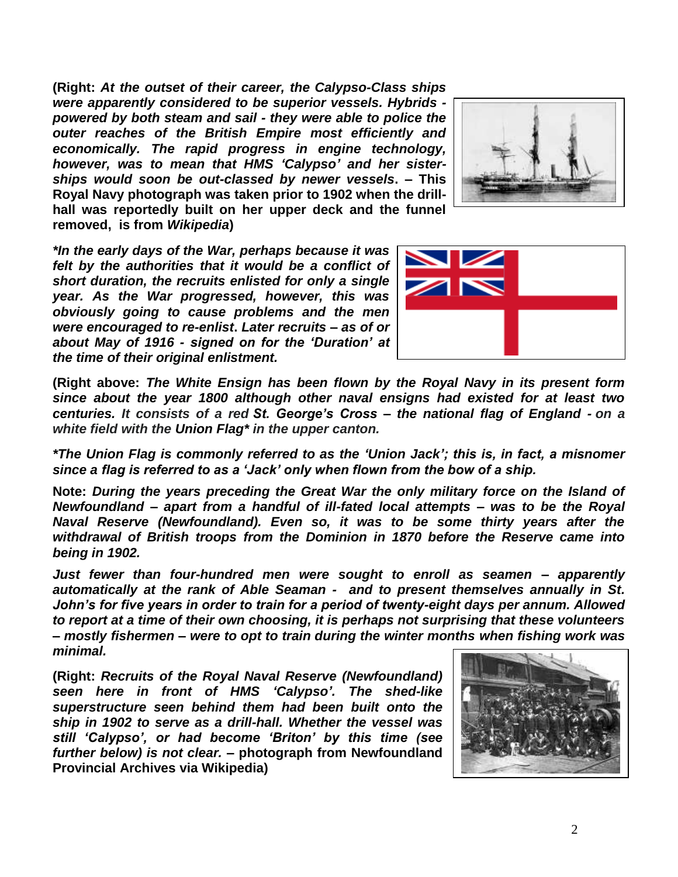**(Right:** ***At the outset of their career, the Calypso-Class ships were apparently considered to be superior vessels. Hybrids - powered by both steam and sail - they were able to police the outer reaches of the British Empire most efficiently and economically. The rapid progress in engine technology, however, was to mean that HMS 'Calypso' and her sister-ships would soon be out-classed by newer vessels*****. –** **This Royal Navy photograph was taken prior to 1902 when the drill-hall was reportedly built on her upper deck and the funnel removed, is from *Wikipedia*)**

****In the early days of the War, perhaps because it was felt by the authorities that it would be a conflict of short duration, the recruits enlisted for only a single year. As the War progressed, however, this was obviously going to cause problems and the men were encouraged to re-enlist. Later recruits – as of or about May of 1916 - signed on for the 'Duration' at the time of their original enlistment.***

**(Right above:** ***The White Ensign has been flown by the Royal Navy in its present form since about the year 1800 although other naval ensigns had existed for at least two centuries. It consists of a red St. George's Cross – the national flag of England - on a white field with the Union Flag* in the upper canton.***

****The Union Flag is commonly referred to as the 'Union Jack'; this is, in fact, a misnomer since a flag is referred to as a 'Jack' only when flown from the bow of a ship.***

**Note:** ***During the years preceding the Great War the only military force on the Island of Newfoundland – apart from a handful of ill-fated local attempts – was to be the Royal Naval Reserve (Newfoundland). Even so, it was to be some thirty years after the withdrawal of British troops from the Dominion in 1870 before the Reserve came into being in 1902.***

***Just fewer than four-hundred men were sought to enroll as seamen – apparently automatically at the rank of Able Seaman - and to present themselves annually in St. John's for five years in order to train for a period of twenty-eight days per annum. Allowed to report at a time of their own choosing, it is perhaps not surprising that these volunteers – mostly fishermen – were to opt to train during the winter months when fishing work was minimal.***

**(Right:** ***Recruits of the Royal Naval Reserve (Newfoundland) seen here in front of HMS 'Calypso'. The shed-like superstructure seen behind them had been built onto the ship in 1902 to serve as a drill-hall. Whether the vessel was still 'Calypso', or had become 'Briton' by this time (see further below) is not clear.*** **– photograph from Newfoundland Provincial Archives via Wikipedia)**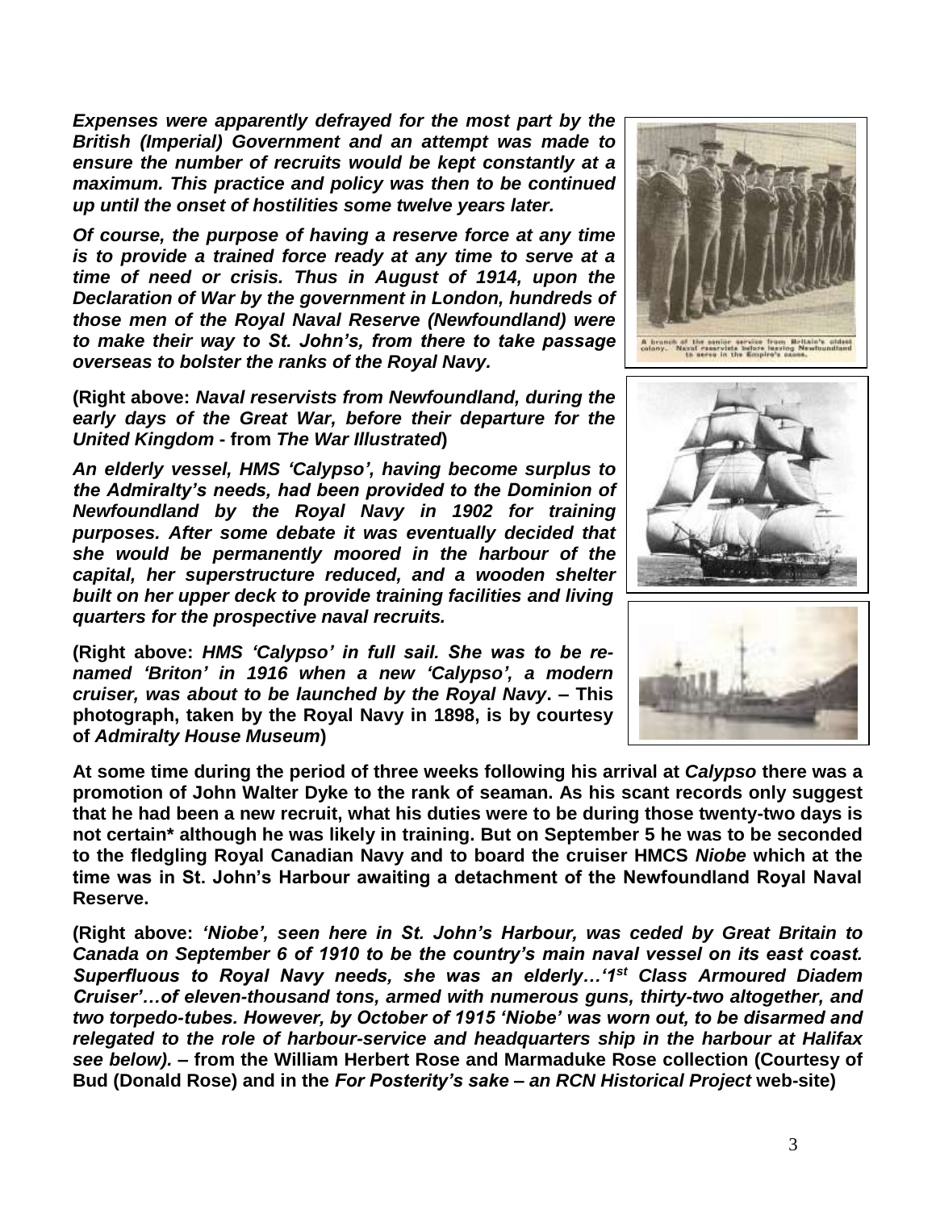***Expenses were apparently defrayed for the most part by the British (Imperial) Government and an attempt was made to ensure the number of recruits would be kept constantly at a maximum. This practice and policy was then to be continued up until the onset of hostilities some twelve years later.***

***Of course, the purpose of having a reserve force at any time is to provide a trained force ready at any time to serve at a time of need or crisis. Thus in August of 1914, upon the Declaration of War by the government in London, hundreds of those men of the Royal Naval Reserve (Newfoundland) were to make their way to St. John's, from there to take passage overseas to bolster the ranks of the Royal Navy.***

A branch of the senior service from Britain's oldest colony. Naval reservists before leaving Newfoundland to serve in the Empire's cause.

**(Right above: *Naval reservists from Newfoundland, during the early days of the Great War, before their departure for the United Kingdom* - from *The War Illustrated*)**

***An elderly vessel, HMS 'Calypso', having become surplus to the Admiralty's needs, had been provided to the Dominion of Newfoundland by the Royal Navy in 1902 for training purposes. After some debate it was eventually decided that she would be permanently moored in the harbour of the capital, her superstructure reduced, and a wooden shelter built on her upper deck to provide training facilities and living quarters for the prospective naval recruits.***

**(Right above: *HMS 'Calypso' in full sail. She was to be re-named 'Briton' in 1916 when a new 'Calypso', a modern cruiser, was about to be launched by the Royal Navy*. – This photograph, taken by the Royal Navy in 1898, is by courtesy of *Admiralty House Museum*)**

**At some time during the period of three weeks following his arrival at *Calypso* there was a promotion of John Walter Dyke to the rank of seaman. As his scant records only suggest that he had been a new recruit, what his duties were to be during those twenty-two days is not certain* although he was likely in training. But on September 5 he was to be seconded to the fledgling Royal Canadian Navy and to board the cruiser HMCS *Niobe* which at the time was in St. John's Harbour awaiting a detachment of the Newfoundland Royal Naval Reserve.**

**(Right above: *'Niobe', seen here in St. John's Harbour, was ceded by Great Britain to Canada on September 6 of 1910 to be the country's main naval vessel on its east coast. Superfluous to Royal Navy needs, she was an elderly…'1st Class Armoured Diadem Cruiser'…of eleven-thousand tons, armed with numerous guns, thirty-two altogether, and two torpedo-tubes. However, by October of 1915 'Niobe' was worn out, to be disarmed and relegated to the role of harbour-service and headquarters ship in the harbour at Halifax see below).* – from the William Herbert Rose and Marmaduke Rose collection (Courtesy of Bud (Donald Rose) and in the *For Posterity's sake – an RCN Historical Project* web-site)**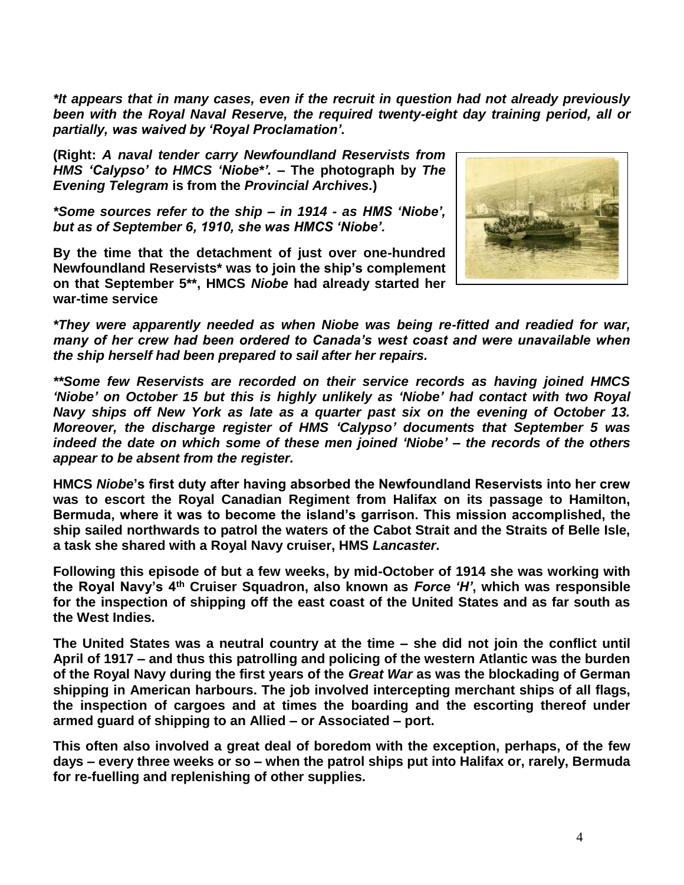***It appears that in many cases, even if the recruit in question had not already previously been with the Royal Naval Reserve, the required twenty-eight day training period, all or partially, was waived by 'Royal Proclamation'.***

**(Right: *A naval tender carry Newfoundland Reservists from HMS 'Calypso' to HMCS 'Niobe*'*. – The photograph by *The Evening Telegram* is from the *Provincial Archives*.)**

***Some sources refer to the ship – in 1914 - as HMS 'Niobe', but as of September 6, 1910, she was HMCS 'Niobe'.***

**By the time that the detachment of just over one-hundred Newfoundland Reservists* was to join the ship's complement on that September 5**, HMCS *Niobe* had already started her war-time service**

***They were apparently needed as when Niobe was being re-fitted and readied for war, many of her crew had been ordered to Canada's west coast and were unavailable when the ship herself had been prepared to sail after her repairs.***

****Some few Reservists are recorded on their service records as having joined HMCS 'Niobe' on October 15 but this is highly unlikely as 'Niobe' had contact with two Royal Navy ships off New York as late as a quarter past six on the evening of October 13. Moreover, the discharge register of HMS 'Calypso' documents that September 5 was indeed the date on which some of these men joined 'Niobe' – the records of the others appear to be absent from the register.***

**HMCS *Niobe*'s first duty after having absorbed the Newfoundland Reservists into her crew was to escort the Royal Canadian Regiment from Halifax on its passage to Hamilton, Bermuda, where it was to become the island's garrison. This mission accomplished, the ship sailed northwards to patrol the waters of the Cabot Strait and the Straits of Belle Isle, a task she shared with a Royal Navy cruiser, HMS *Lancaster*.**

**Following this episode of but a few weeks, by mid-October of 1914 she was working with the Royal Navy's 4th Cruiser Squadron, also known as *Force 'H'*, which was responsible for the inspection of shipping off the east coast of the United States and as far south as the West Indies.**

**The United States was a neutral country at the time – she did not join the conflict until April of 1917 – and thus this patrolling and policing of the western Atlantic was the burden of the Royal Navy during the first years of the *Great War* as was the blockading of German shipping in American harbours. The job involved intercepting merchant ships of all flags, the inspection of cargoes and at times the boarding and the escorting thereof under armed guard of shipping to an Allied – or Associated – port.**

**This often also involved a great deal of boredom with the exception, perhaps, of the few days – every three weeks or so – when the patrol ships put into Halifax or, rarely, Bermuda for re-fuelling and replenishing of other supplies.**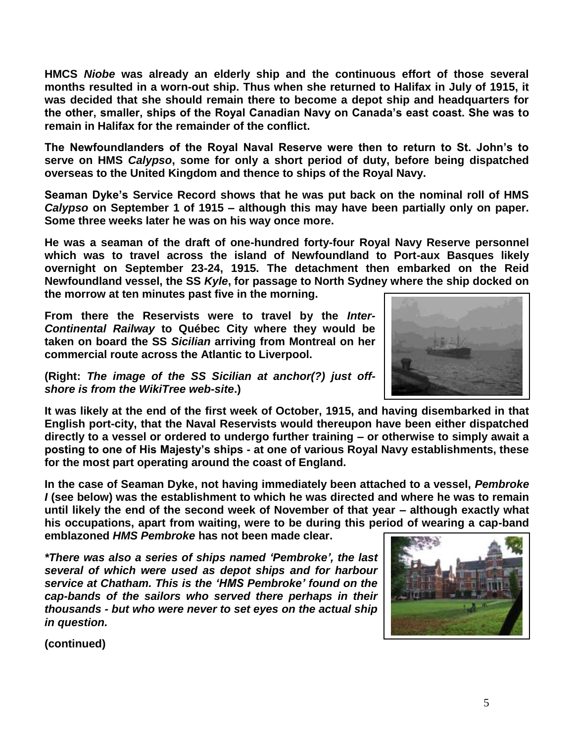**HMCS *Niobe* was already an elderly ship and the continuous effort of those several months resulted in a worn-out ship. Thus when she returned to Halifax in July of 1915, it was decided that she should remain there to become a depot ship and headquarters for the other, smaller, ships of the Royal Canadian Navy on Canada's east coast. She was to remain in Halifax for the remainder of the conflict.**

**The Newfoundlanders of the Royal Naval Reserve were then to return to St. John's to serve on HMS *Calypso*, some for only a short period of duty, before being dispatched overseas to the United Kingdom and thence to ships of the Royal Navy.**

**Seaman Dyke's Service Record shows that he was put back on the nominal roll of HMS *Calypso* on September 1 of 1915 – although this may have been partially only on paper. Some three weeks later he was on his way once more.**

**He was a seaman of the draft of one-hundred forty-four Royal Navy Reserve personnel which was to travel across the island of Newfoundland to Port-aux Basques likely overnight on September 23-24, 1915. The detachment then embarked on the Reid Newfoundland vessel, the SS *Kyle*, for passage to North Sydney where the ship docked on the morrow at ten minutes past five in the morning.**

**From there the Reservists were to travel by the *Inter-Continental Railway* to Québec City where they would be taken on board the SS *Sicilian* arriving from Montreal on her commercial route across the Atlantic to Liverpool.**

**(Right: *The image of the SS Sicilian at anchor(?) just off-shore is from the WikiTree web-site*.)**

**It was likely at the end of the first week of October, 1915, and having disembarked in that English port-city, that the Naval Reservists would thereupon have been either dispatched directly to a vessel or ordered to undergo further training – or otherwise to simply await a posting to one of His Majesty's ships - at one of various Royal Navy establishments, these for the most part operating around the coast of England.**

**In the case of Seaman Dyke, not having immediately been attached to a vessel, *Pembroke I* (see below) was the establishment to which he was directed and where he was to remain until likely the end of the second week of November of that year – although exactly what his occupations, apart from waiting, were to be during this period of wearing a cap-band emblazoned *HMS Pembroke* has not been made clear.**

***\*There was also a series of ships named 'Pembroke', the last several of which were used as depot ships and for harbour service at Chatham. This is the 'HMS Pembroke' found on the cap-bands of the sailors who served there perhaps in their thousands - but who were never to set eyes on the actual ship in question.***

**(continued)**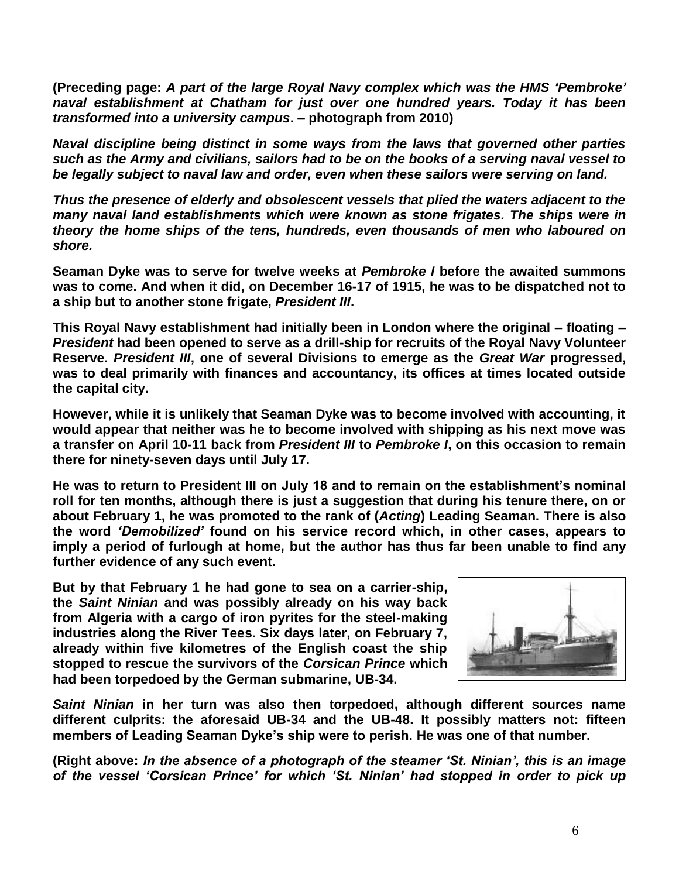**(Preceding page: *A part of the large Royal Navy complex which was the HMS 'Pembroke' naval establishment at Chatham for just over one hundred years. Today it has been transformed into a university campus*. – photograph from 2010)**

***Naval discipline being distinct in some ways from the laws that governed other parties such as the Army and civilians, sailors had to be on the books of a serving naval vessel to be legally subject to naval law and order, even when these sailors were serving on land.***

***Thus the presence of elderly and obsolescent vessels that plied the waters adjacent to the many naval land establishments which were known as stone frigates. The ships were in theory the home ships of the tens, hundreds, even thousands of men who laboured on shore.***

**Seaman Dyke was to serve for twelve weeks at *Pembroke I* before the awaited summons was to come. And when it did, on December 16-17 of 1915, he was to be dispatched not to a ship but to another stone frigate, *President III*.**

**This Royal Navy establishment had initially been in London where the original – floating – *President* had been opened to serve as a drill-ship for recruits of the Royal Navy Volunteer Reserve. *President III*, one of several Divisions to emerge as the *Great War* progressed, was to deal primarily with finances and accountancy, its offices at times located outside the capital city.**

**However, while it is unlikely that Seaman Dyke was to become involved with accounting, it would appear that neither was he to become involved with shipping as his next move was a transfer on April 10-11 back from *President III* to *Pembroke I*, on this occasion to remain there for ninety-seven days until July 17.**

**He was to return to President III on July 18 and to remain on the establishment's nominal roll for ten months, although there is just a suggestion that during his tenure there, on or about February 1, he was promoted to the rank of (*Acting*) Leading Seaman. There is also the word *'Demobilized'* found on his service record which, in other cases, appears to imply a period of furlough at home, but the author has thus far been unable to find any further evidence of any such event.**

**But by that February 1 he had gone to sea on a carrier-ship, the *Saint Ninian* and was possibly already on his way back from Algeria with a cargo of iron pyrites for the steel-making industries along the River Tees. Six days later, on February 7, already within five kilometres of the English coast the ship stopped to rescue the survivors of the *Corsican Prince* which had been torpedoed by the German submarine, UB-34.**

***Saint Ninian* in her turn was also then torpedoed, although different sources name different culprits: the aforesaid UB-34 and the UB-48. It possibly matters not: fifteen members of Leading Seaman Dyke's ship were to perish. He was one of that number.**

**(Right above: *In the absence of a photograph of the steamer 'St. Ninian', this is an image of the vessel 'Corsican Prince' for which 'St. Ninian' had stopped in order to pick up***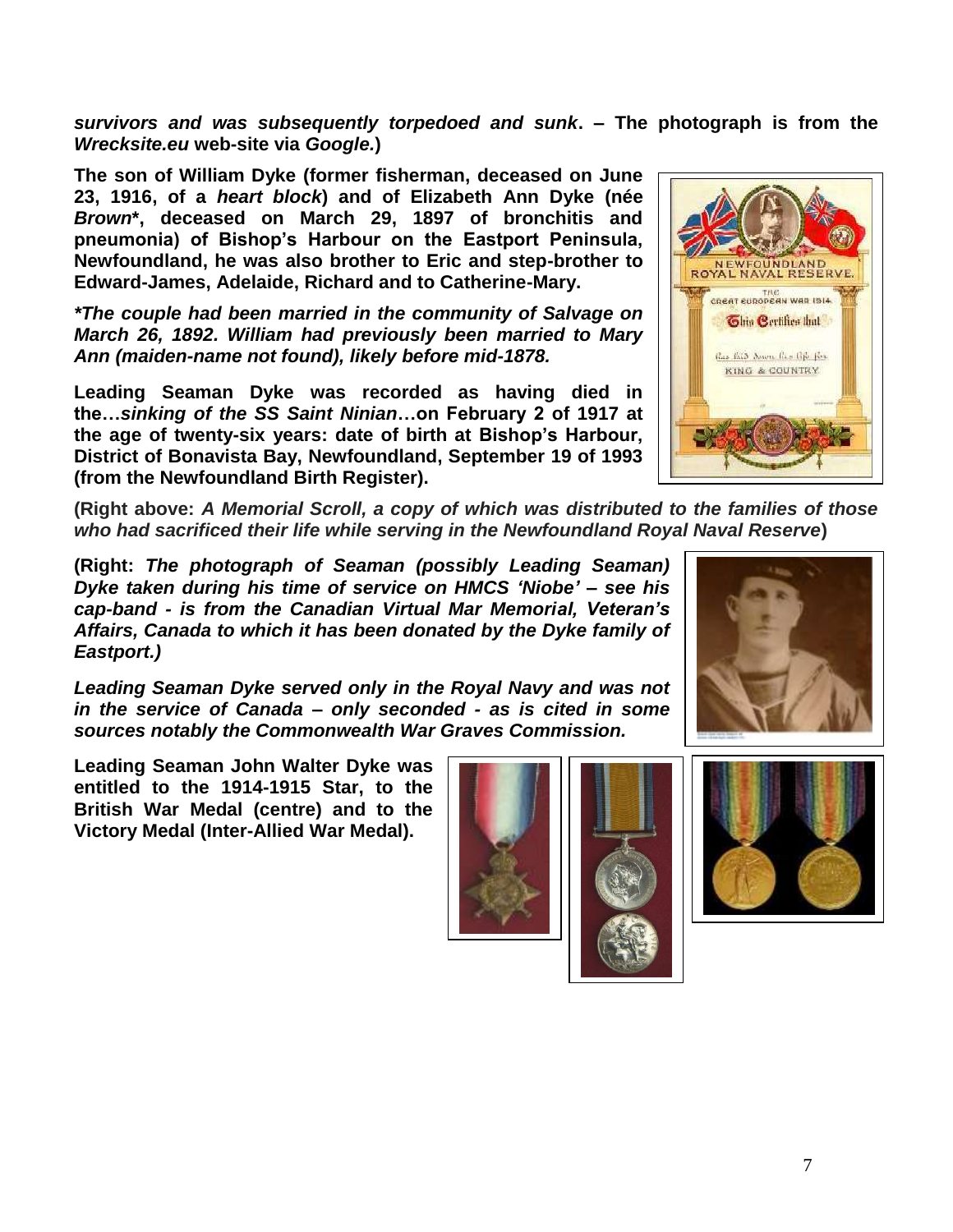***survivors and was subsequently torpedoed and sunk*. – The photograph is from the *Wrecksite.eu* web-site via *Google.*)**

**The son of William Dyke (former fisherman, deceased on June 23, 1916, of a *heart block*) and of Elizabeth Ann Dyke (née *Brown*\*, deceased on March 29, 1897 of bronchitis and pneumonia) of Bishop's Harbour on the Eastport Peninsula, Newfoundland, he was also brother to Eric and step-brother to Edward-James, Adelaide, Richard and to Catherine-Mary.**

***\*The couple had been married in the community of Salvage on March 26, 1892. William had previously been married to Mary Ann (maiden-name not found), likely before mid-1878.***

**Leading Seaman Dyke was recorded as having died in the…*sinking of the SS Saint Ninian*…on February 2 of 1917 at the age of twenty-six years: date of birth at Bishop's Harbour, District of Bonavista Bay, Newfoundland, September 19 of 1993 (from the Newfoundland Birth Register).**

**(Right above: *A Memorial Scroll, a copy of which was distributed to the families of those who had sacrificed their life while serving in the Newfoundland Royal Naval Reserve*)**

**(Right: *The photograph of Seaman (possibly Leading Seaman) Dyke taken during his time of service on HMCS 'Niobe' – see his cap-band - is from the Canadian Virtual Mar Memorial, Veteran's Affairs, Canada to which it has been donated by the Dyke family of Eastport.)***

***Leading Seaman Dyke served only in the Royal Navy and was not in the service of Canada – only seconded - as is cited in some sources notably the Commonwealth War Graves Commission.***

**Leading Seaman John Walter Dyke was entitled to the 1914-1915 Star, to the British War Medal (centre) and to the Victory Medal (Inter-Allied War Medal).**